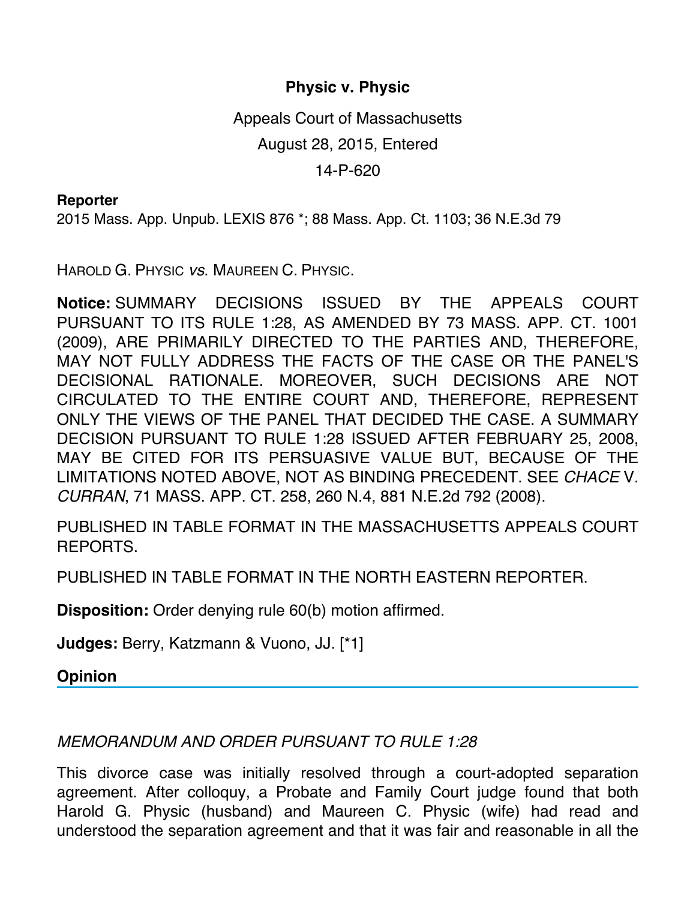# Physic v. Physic

Appeals Court of Massachusetts

August 28, 2015, Entered

14-P-620

**Reporter**

2015 Mass. App. Unpub. LEXIS 876 *; 88 Mass. App. Ct. 1103; 36 N.E.3d 79

HAROLD G. PHYSIC *vs*. MAUREEN C. PHYSIC.

**Notice:** SUMMARY DECISIONS ISSUED BY THE APPEALS COURT PURSUANT TO ITS RULE 1:28, AS AMENDED BY 73 MASS. APP. CT. 1001 (2009), ARE PRIMARILY DIRECTED TO THE PARTIES AND, THEREFORE, MAY NOT FULLY ADDRESS THE FACTS OF THE CASE OR THE PANEL'S DECISIONAL RATIONALE. MOREOVER, SUCH DECISIONS ARE NOT CIRCULATED TO THE ENTIRE COURT AND, THEREFORE, REPRESENT ONLY THE VIEWS OF THE PANEL THAT DECIDED THE CASE. A SUMMARY DECISION PURSUANT TO RULE 1:28 ISSUED AFTER FEBRUARY 25, 2008, MAY BE CITED FOR ITS PERSUASIVE VALUE BUT, BECAUSE OF THE LIMITATIONS NOTED ABOVE, NOT AS BINDING PRECEDENT. SEE *CHACE* V. *CURRAN*, 71 MASS. APP. CT. 258, 260 N.4, 881 N.E.2d 792 (2008).

PUBLISHED IN TABLE FORMAT IN THE MASSACHUSETTS APPEALS COURT REPORTS.

PUBLISHED IN TABLE FORMAT IN THE NORTH EASTERN REPORTER.

**Disposition:** Order denying rule 60(b) motion affirmed.

**Judges:** Berry, Katzmann & Vuono, JJ. [*1]

## Opinion

*MEMORANDUM AND ORDER PURSUANT TO RULE 1:28*

This divorce case was initially resolved through a court-adopted separation agreement. After colloquy, a Probate and Family Court judge found that both Harold G. Physic (husband) and Maureen C. Physic (wife) had read and understood the separation agreement and that it was fair and reasonable in all the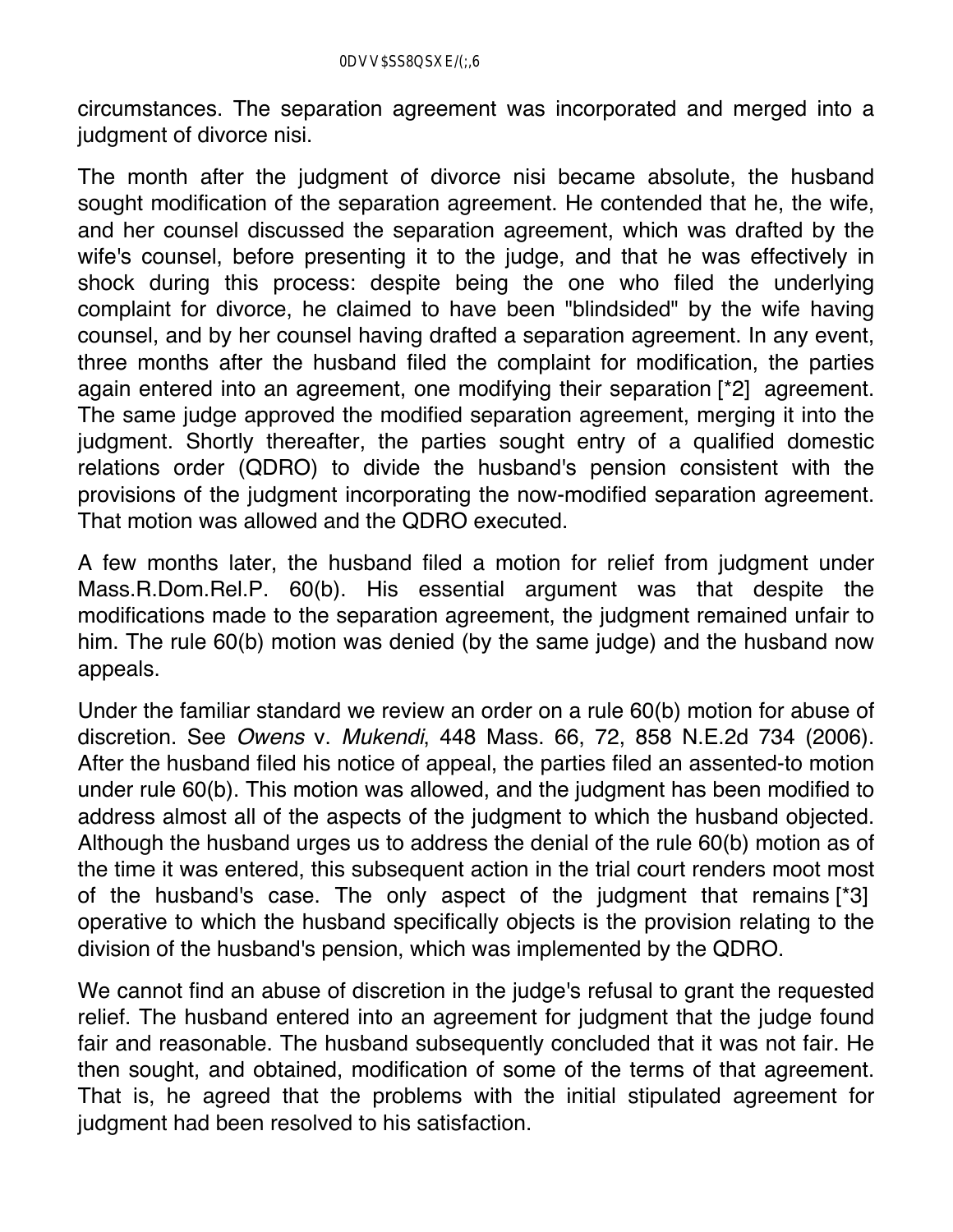circumstances. The separation agreement was incorporated and merged into a judgment of divorce nisi.

The month after the judgment of divorce nisi became absolute, the husband sought modification of the separation agreement. He contended that he, the wife, and her counsel discussed the separation agreement, which was drafted by the wife's counsel, before presenting it to the judge, and that he was effectively in shock during this process: despite being the one who filed the underlying complaint for divorce, he claimed to have been "blindsided" by the wife having counsel, and by her counsel having drafted a separation agreement. In any event, three months after the husband filed the complaint for modification, the parties again entered into an agreement, one modifying their separation [*2] agreement. The same judge approved the modified separation agreement, merging it into the judgment. Shortly thereafter, the parties sought entry of a qualified domestic relations order (QDRO) to divide the husband's pension consistent with the provisions of the judgment incorporating the now-modified separation agreement. That motion was allowed and the QDRO executed.

A few months later, the husband filed a motion for relief from judgment under Mass.R.Dom.Rel.P. 60(b). His essential argument was that despite the modifications made to the separation agreement, the judgment remained unfair to him. The rule 60(b) motion was denied (by the same judge) and the husband now appeals.

Under the familiar standard we review an order on a rule 60(b) motion for abuse of discretion. See *Owens* v. *Mukendi*, 448 Mass. 66, 72, 858 N.E.2d 734 (2006). After the husband filed his notice of appeal, the parties filed an assented-to motion under rule 60(b). This motion was allowed, and the judgment has been modified to address almost all of the aspects of the judgment to which the husband objected. Although the husband urges us to address the denial of the rule 60(b) motion as of the time it was entered, this subsequent action in the trial court renders moot most of the husband's case. The only aspect of the judgment that remains [*3] operative to which the husband specifically objects is the provision relating to the division of the husband's pension, which was implemented by the QDRO.

We cannot find an abuse of discretion in the judge's refusal to grant the requested relief. The husband entered into an agreement for judgment that the judge found fair and reasonable. The husband subsequently concluded that it was not fair. He then sought, and obtained, modification of some of the terms of that agreement. That is, he agreed that the problems with the initial stipulated agreement for judgment had been resolved to his satisfaction.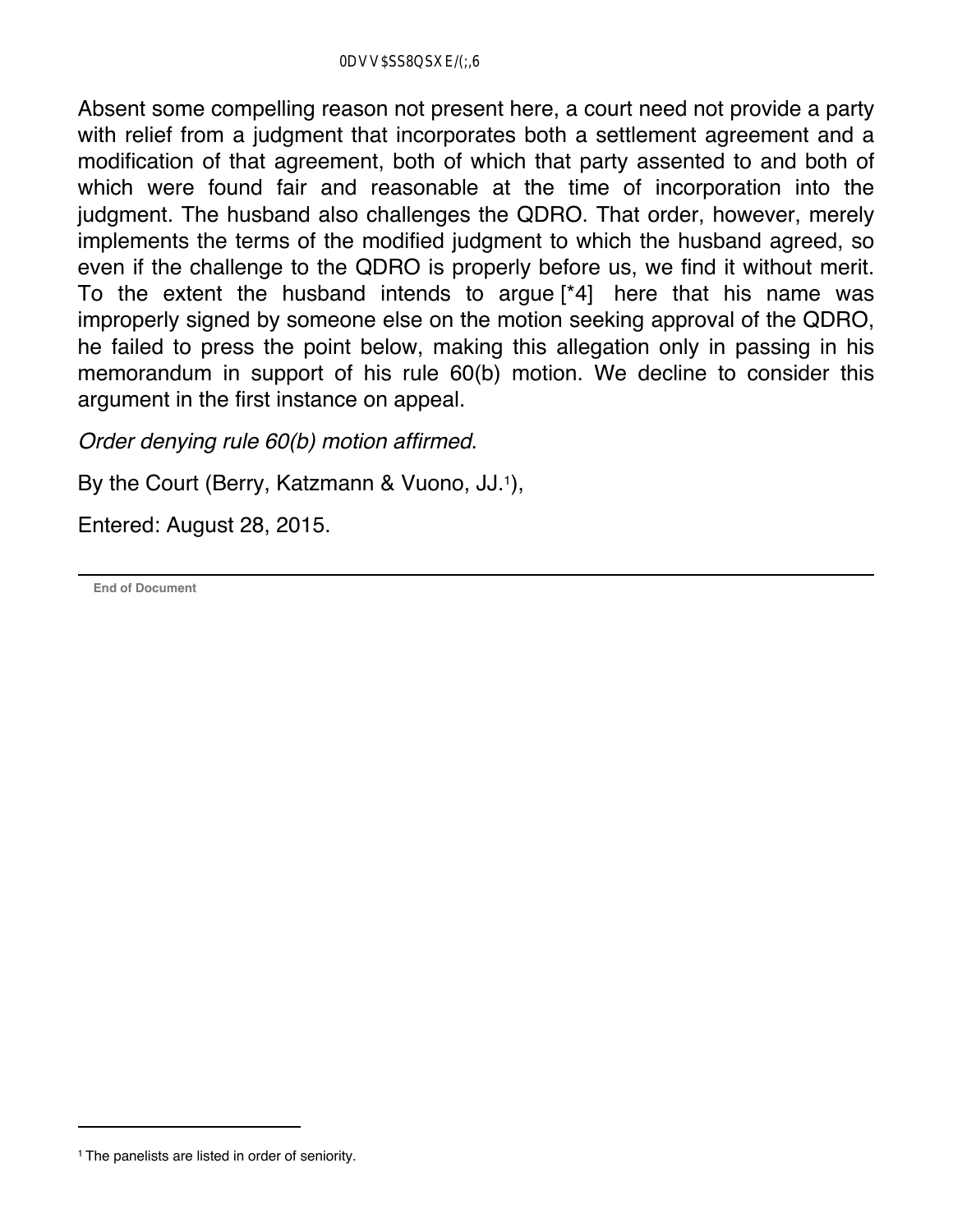Absent some compelling reason not present here, a court need not provide a party with relief from a judgment that incorporates both a settlement agreement and a modification of that agreement, both of which that party assented to and both of which were found fair and reasonable at the time of incorporation into the judgment. The husband also challenges the QDRO. That order, however, merely implements the terms of the modified judgment to which the husband agreed, so even if the challenge to the QDRO is properly before us, we find it without merit. To the extent the husband intends to argue [*4] here that his name was improperly signed by someone else on the motion seeking approval of the QDRO, he failed to press the point below, making this allegation only in passing in his memorandum in support of his rule 60(b) motion. We decline to consider this argument in the first instance on appeal.

*Order denying rule 60(b) motion affirmed*.

By the Court (Berry, Katzmann & Vuono, JJ.[1]),

Entered: August 28, 2015.

---

End of Document

[1] The panelists are listed in order of seniority.